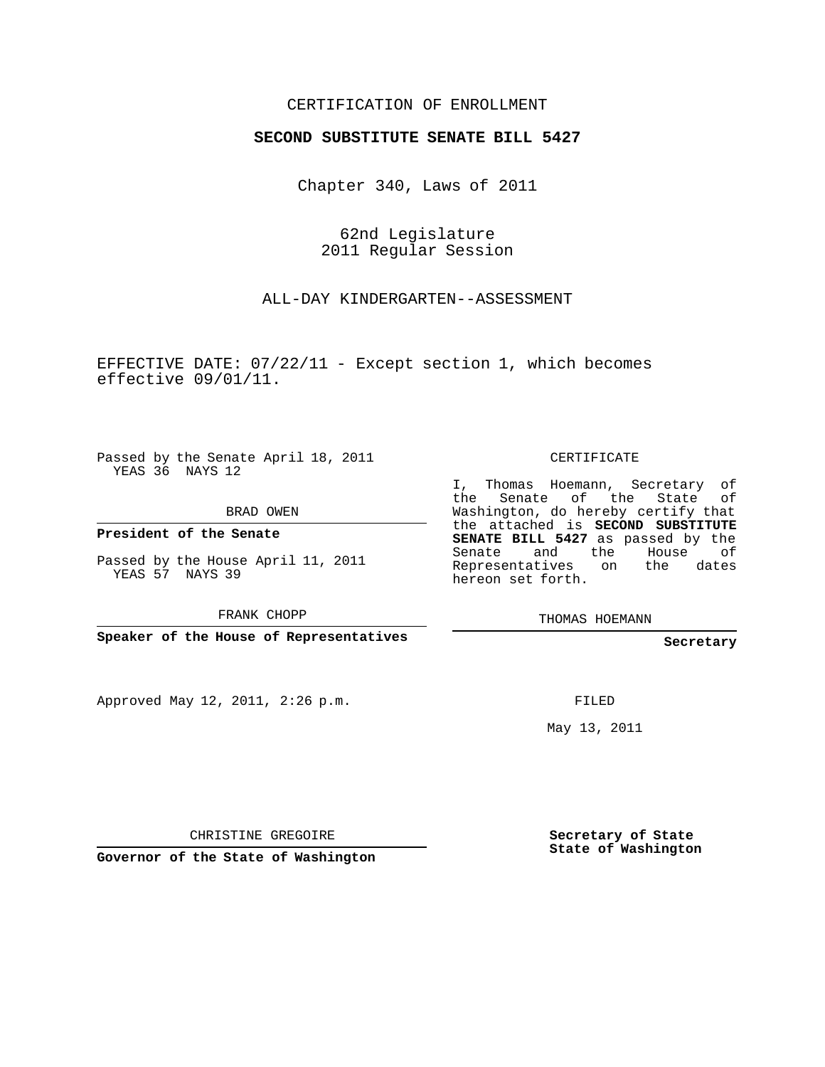CERTIFICATION OF ENROLLMENT

**SECOND SUBSTITUTE SENATE BILL 5427**

Chapter 340, Laws of 2011

62nd Legislature
2011 Regular Session

ALL-DAY KINDERGARTEN--ASSESSMENT

EFFECTIVE DATE: 07/22/11 - Except section 1, which becomes effective 09/01/11.

Passed by the Senate April 18, 2011
YEAS 36 NAYS 12

BRAD OWEN

**President of the Senate**

Passed by the House April 11, 2011
YEAS 57 NAYS 39

FRANK CHOPP

**Speaker of the House of Representatives**

Approved May 12, 2011, 2:26 p.m.

CHRISTINE GREGOIRE

**Governor of the State of Washington**

CERTIFICATE

I, Thomas Hoemann, Secretary of the Senate of the State of Washington, do hereby certify that the attached is **SECOND SUBSTITUTE SENATE BILL 5427** as passed by the Senate and the House of Representatives on the dates hereon set forth.

THOMAS HOEMANN

**Secretary**

FILED

May 13, 2011

**Secretary of State**
**State of Washington**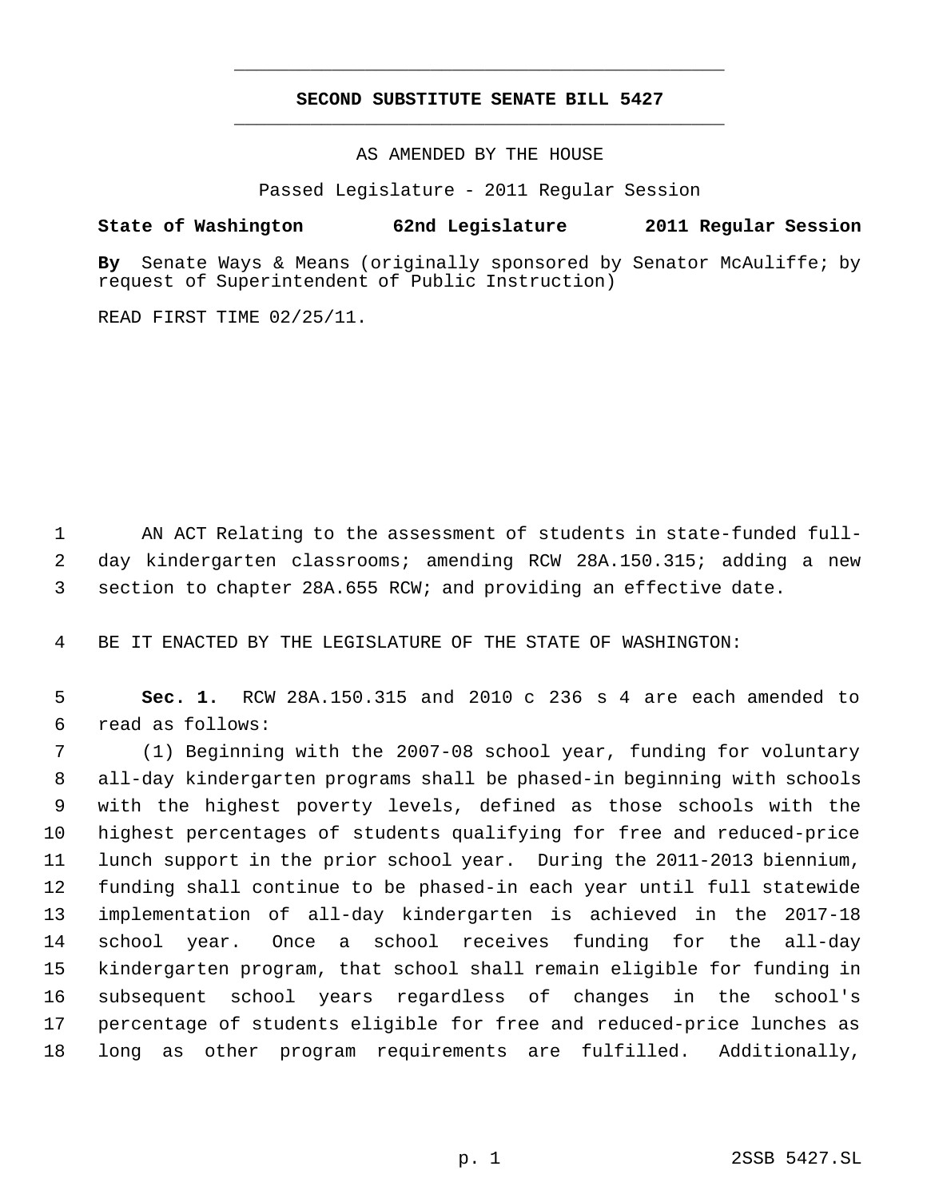# SECOND SUBSTITUTE SENATE BILL 5427

AS AMENDED BY THE HOUSE

Passed Legislature - 2011 Regular Session

**State of Washington 62nd Legislature 2011 Regular Session**

**By** Senate Ways & Means (originally sponsored by Senator McAuliffe; by request of Superintendent of Public Instruction)

READ FIRST TIME 02/25/11.

AN ACT Relating to the assessment of students in state-funded full-day kindergarten classrooms; amending RCW 28A.150.315; adding a new section to chapter 28A.655 RCW; and providing an effective date.

BE IT ENACTED BY THE LEGISLATURE OF THE STATE OF WASHINGTON:

**Sec. 1.** RCW 28A.150.315 and 2010 c 236 s 4 are each amended to read as follows:

(1) Beginning with the 2007-08 school year, funding for voluntary all-day kindergarten programs shall be phased-in beginning with schools with the highest poverty levels, defined as those schools with the highest percentages of students qualifying for free and reduced-price lunch support in the prior school year. During the 2011-2013 biennium, funding shall continue to be phased-in each year until full statewide implementation of all-day kindergarten is achieved in the 2017-18 school year. Once a school receives funding for the all-day kindergarten program, that school shall remain eligible for funding in subsequent school years regardless of changes in the school's percentage of students eligible for free and reduced-price lunches as long as other program requirements are fulfilled. Additionally,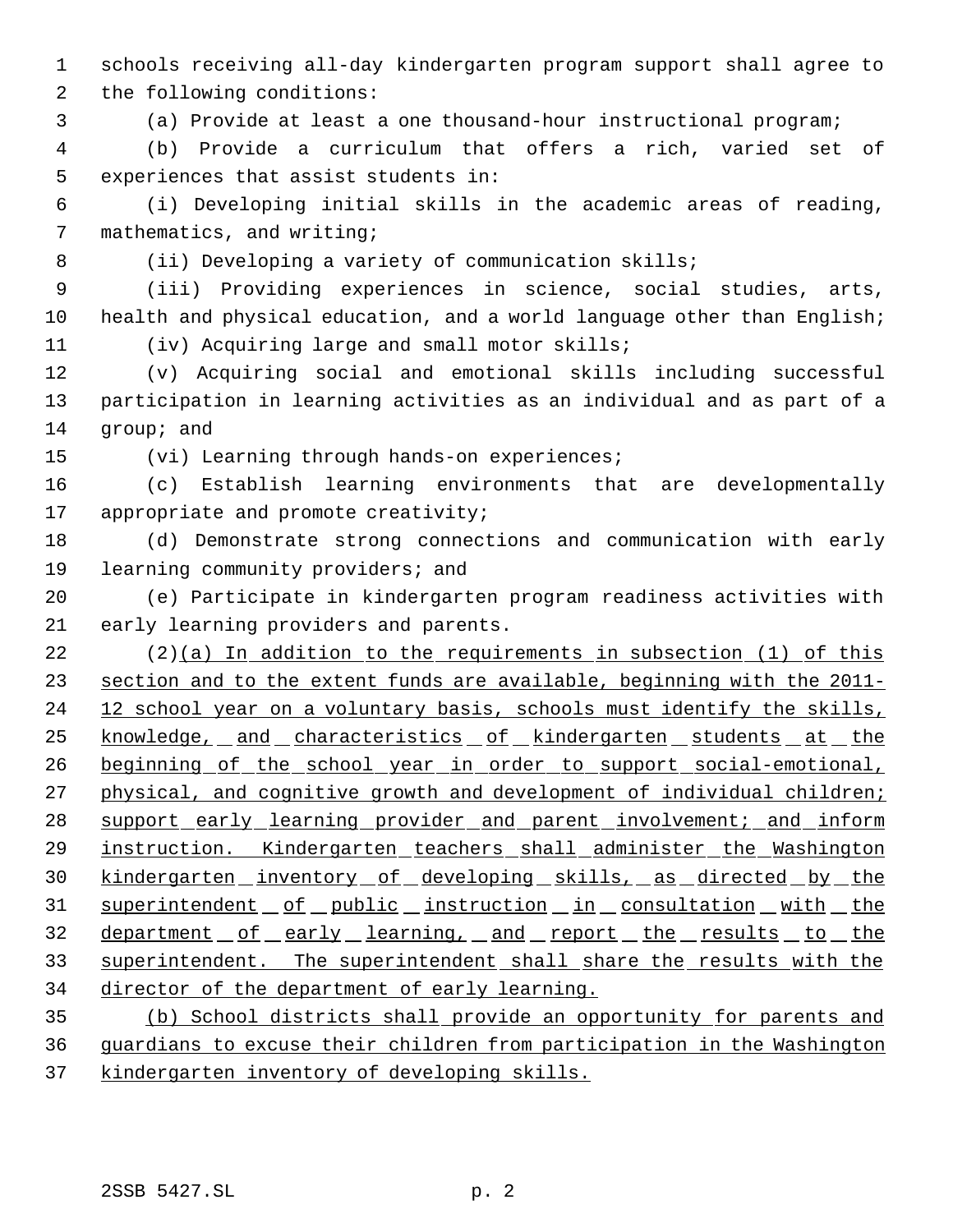schools receiving all-day kindergarten program support shall agree to the following conditions:

(a) Provide at least a one thousand-hour instructional program;

(b) Provide a curriculum that offers a rich, varied set of experiences that assist students in:

(i) Developing initial skills in the academic areas of reading, mathematics, and writing;

(ii) Developing a variety of communication skills;

(iii) Providing experiences in science, social studies, arts, health and physical education, and a world language other than English;

(iv) Acquiring large and small motor skills;

(v) Acquiring social and emotional skills including successful participation in learning activities as an individual and as part of a group; and

(vi) Learning through hands-on experiences;

(c) Establish learning environments that are developmentally appropriate and promote creativity;

(d) Demonstrate strong connections and communication with early learning community providers; and

(e) Participate in kindergarten program readiness activities with early learning providers and parents.

(2)(a) In addition to the requirements in subsection (1) of this section and to the extent funds are available, beginning with the 2011-12 school year on a voluntary basis, schools must identify the skills, knowledge, and characteristics of kindergarten students at the beginning of the school year in order to support social-emotional, physical, and cognitive growth and development of individual children; support early learning provider and parent involvement; and inform instruction. Kindergarten teachers shall administer the Washington kindergarten inventory of developing skills, as directed by the superintendent of public instruction in consultation with the department of early learning, and report the results to the superintendent. The superintendent shall share the results with the director of the department of early learning.

(b) School districts shall provide an opportunity for parents and guardians to excuse their children from participation in the Washington kindergarten inventory of developing skills.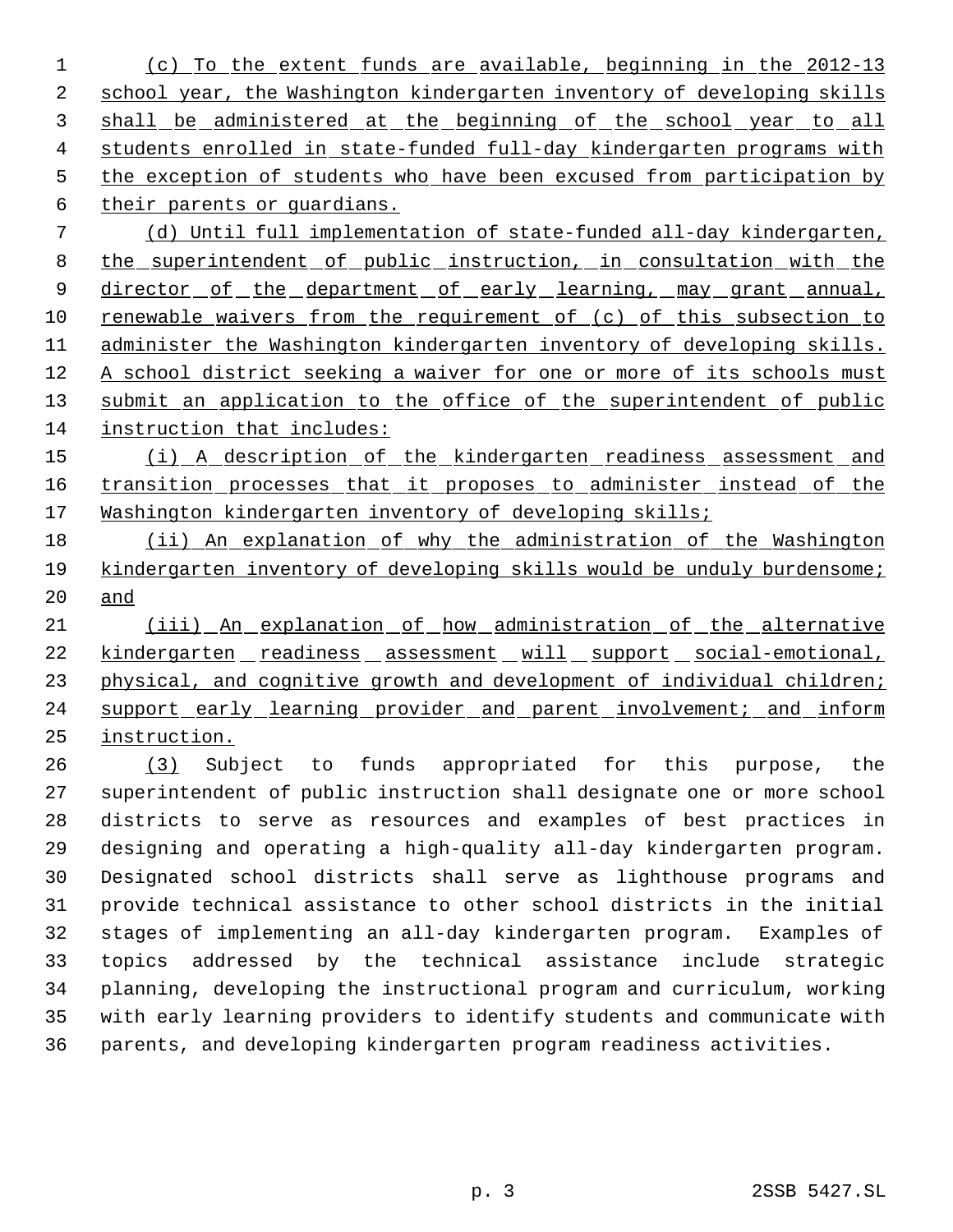(c) To the extent funds are available, beginning in the 2012-13 school year, the Washington kindergarten inventory of developing skills shall be administered at the beginning of the school year to all students enrolled in state-funded full-day kindergarten programs with the exception of students who have been excused from participation by their parents or guardians.

(d) Until full implementation of state-funded all-day kindergarten, the superintendent of public instruction, in consultation with the director of the department of early learning, may grant annual, renewable waivers from the requirement of (c) of this subsection to administer the Washington kindergarten inventory of developing skills. A school district seeking a waiver for one or more of its schools must submit an application to the office of the superintendent of public instruction that includes:

(i) A description of the kindergarten readiness assessment and transition processes that it proposes to administer instead of the Washington kindergarten inventory of developing skills;

(ii) An explanation of why the administration of the Washington kindergarten inventory of developing skills would be unduly burdensome; and

(iii) An explanation of how administration of the alternative kindergarten readiness assessment will support social-emotional, physical, and cognitive growth and development of individual children; support early learning provider and parent involvement; and inform instruction.

(3) Subject to funds appropriated for this purpose, the superintendent of public instruction shall designate one or more school districts to serve as resources and examples of best practices in designing and operating a high-quality all-day kindergarten program. Designated school districts shall serve as lighthouse programs and provide technical assistance to other school districts in the initial stages of implementing an all-day kindergarten program. Examples of topics addressed by the technical assistance include strategic planning, developing the instructional program and curriculum, working with early learning providers to identify students and communicate with parents, and developing kindergarten program readiness activities.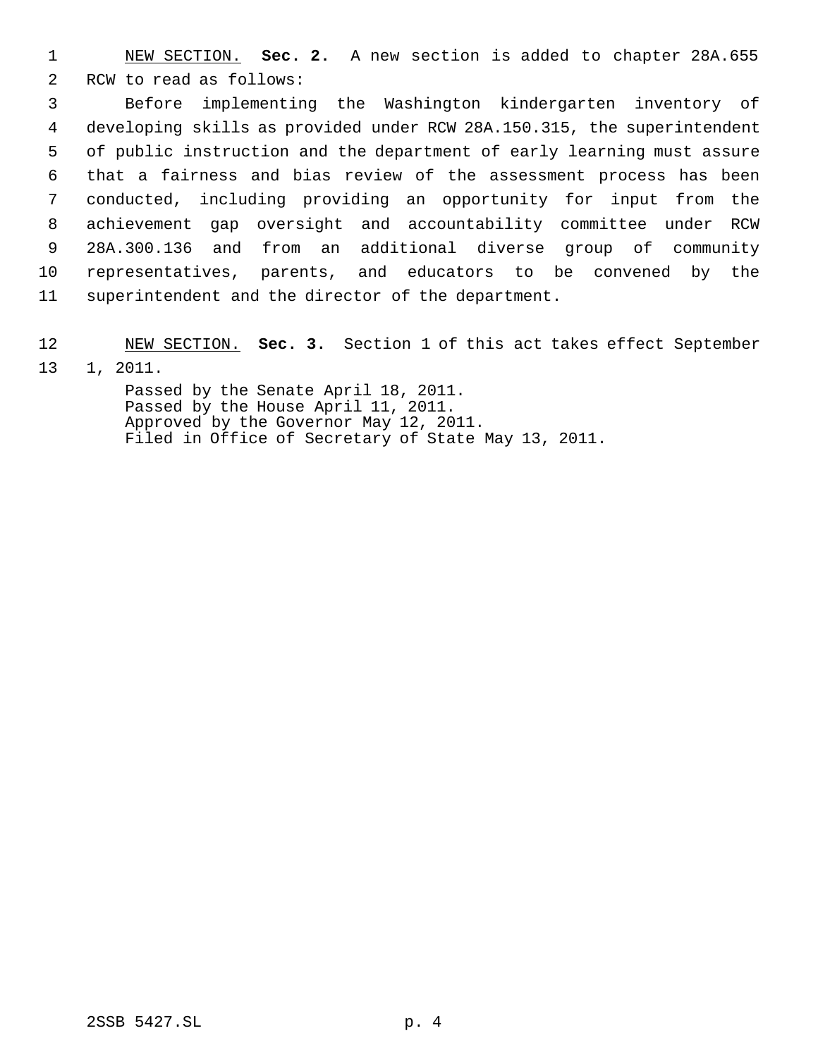NEW SECTION. **Sec. 2.** A new section is added to chapter 28A.655 RCW to read as follows:

Before implementing the Washington kindergarten inventory of developing skills as provided under RCW 28A.150.315, the superintendent of public instruction and the department of early learning must assure that a fairness and bias review of the assessment process has been conducted, including providing an opportunity for input from the achievement gap oversight and accountability committee under RCW 28A.300.136 and from an additional diverse group of community representatives, parents, and educators to be convened by the superintendent and the director of the department.

NEW SECTION. **Sec. 3.** Section 1 of this act takes effect September 1, 2011.

Passed by the Senate April 18, 2011.
Passed by the House April 11, 2011.
Approved by the Governor May 12, 2011.
Filed in Office of Secretary of State May 13, 2011.